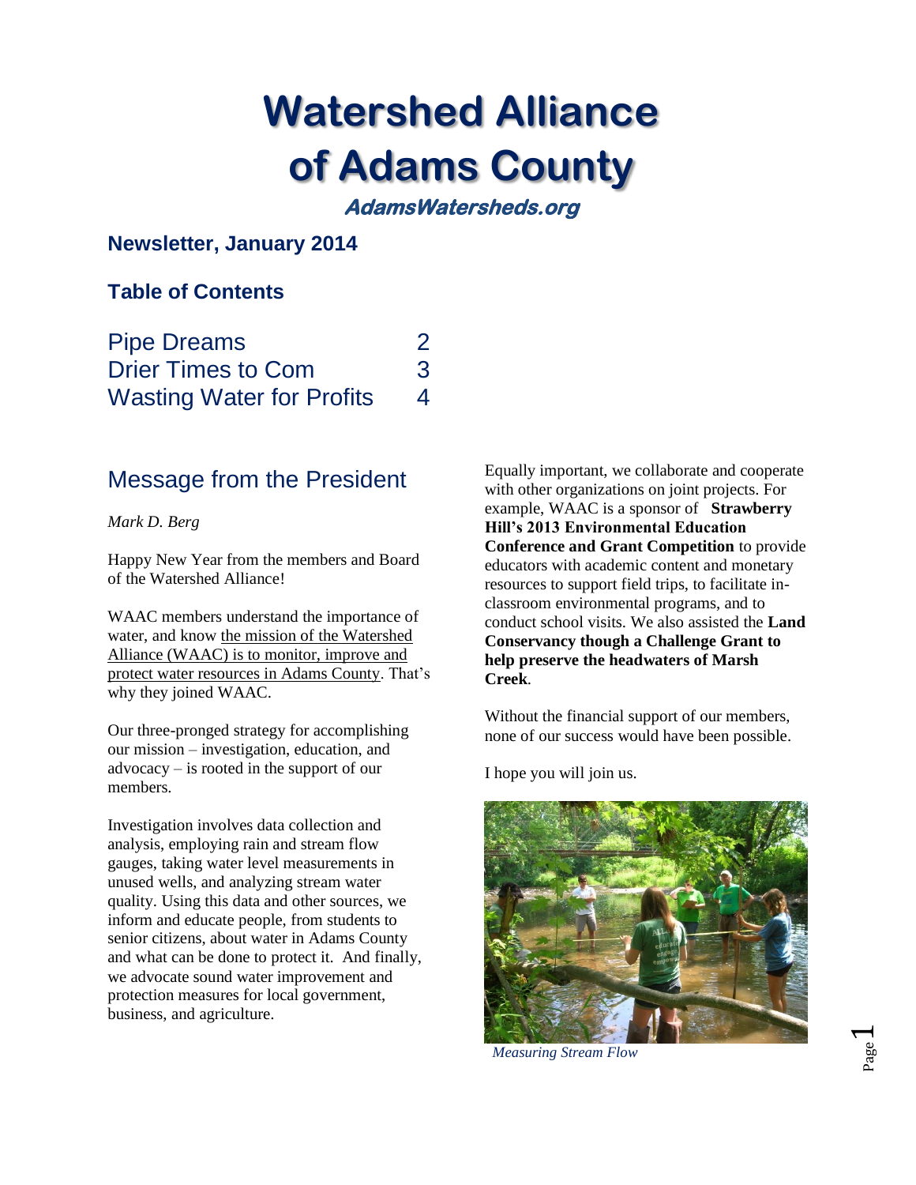# Watershed Alliance of Adams County

***AdamsWatersheds.org***

### Newsletter, January 2014

### Table of Contents

| | |
|---|---|
| Pipe Dreams | 2 |
| Drier Times to Com | 3 |
| Wasting Water for Profits | 4 |

## Message from the President

*Mark D. Berg*

Happy New Year from the members and Board of the Watershed Alliance!

WAAC members understand the importance of water, and know the mission of the Watershed Alliance (WAAC) is to monitor, improve and protect water resources in Adams County. That's why they joined WAAC.

Our three-pronged strategy for accomplishing our mission – investigation, education, and advocacy – is rooted in the support of our members.

Investigation involves data collection and analysis, employing rain and stream flow gauges, taking water level measurements in unused wells, and analyzing stream water quality. Using this data and other sources, we inform and educate people, from students to senior citizens, about water in Adams County and what can be done to protect it. And finally, we advocate sound water improvement and protection measures for local government, business, and agriculture.

Equally important, we collaborate and cooperate with other organizations on joint projects. For example, WAAC is a sponsor of **Strawberry Hill's 2013 Environmental Education Conference and Grant Competition** to provide educators with academic content and monetary resources to support field trips, to facilitate in-classroom environmental programs, and to conduct school visits. We also assisted the **Land Conservancy though a Challenge Grant to help preserve the headwaters of Marsh Creek**.

Without the financial support of our members, none of our success would have been possible.

I hope you will join us.

*Measuring Stream Flow*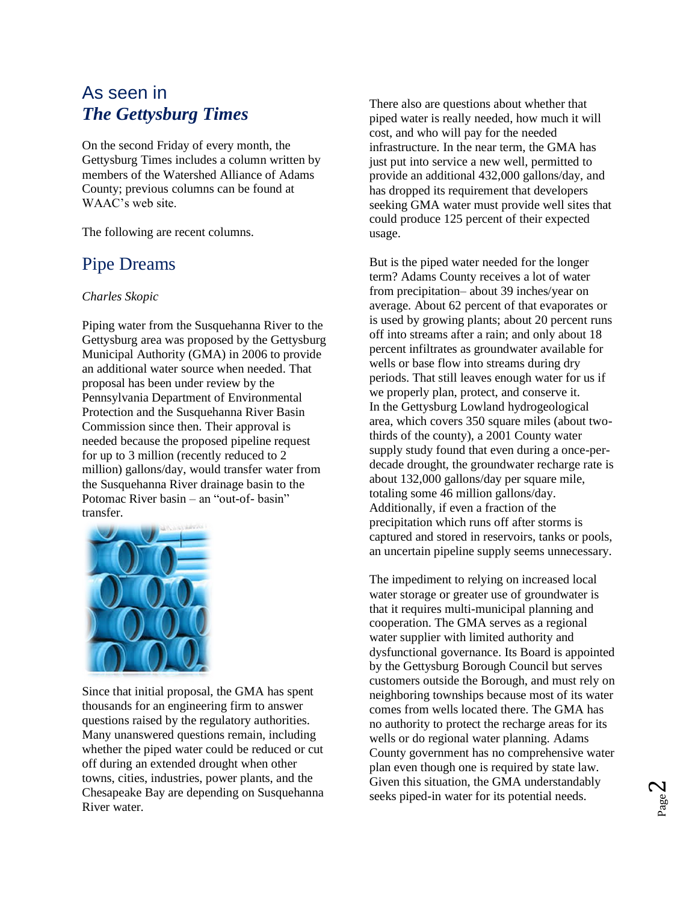# As seen in *The Gettysburg Times*

On the second Friday of every month, the Gettysburg Times includes a column written by members of the Watershed Alliance of Adams County; previous columns can be found at WAAC's web site.

The following are recent columns.

## Pipe Dreams

*Charles Skopic*

Piping water from the Susquehanna River to the Gettysburg area was proposed by the Gettysburg Municipal Authority (GMA) in 2006 to provide an additional water source when needed. That proposal has been under review by the Pennsylvania Department of Environmental Protection and the Susquehanna River Basin Commission since then. Their approval is needed because the proposed pipeline request for up to 3 million (recently reduced to 2 million) gallons/day, would transfer water from the Susquehanna River drainage basin to the Potomac River basin – an "out-of- basin" transfer.

Since that initial proposal, the GMA has spent thousands for an engineering firm to answer questions raised by the regulatory authorities. Many unanswered questions remain, including whether the piped water could be reduced or cut off during an extended drought when other towns, cities, industries, power plants, and the Chesapeake Bay are depending on Susquehanna River water.

There also are questions about whether that piped water is really needed, how much it will cost, and who will pay for the needed infrastructure. In the near term, the GMA has just put into service a new well, permitted to provide an additional 432,000 gallons/day, and has dropped its requirement that developers seeking GMA water must provide well sites that could produce 125 percent of their expected usage.

But is the piped water needed for the longer term? Adams County receives a lot of water from precipitation– about 39 inches/year on average. About 62 percent of that evaporates or is used by growing plants; about 20 percent runs off into streams after a rain; and only about 18 percent infiltrates as groundwater available for wells or base flow into streams during dry periods. That still leaves enough water for us if we properly plan, protect, and conserve it. In the Gettysburg Lowland hydrogeological area, which covers 350 square miles (about two-thirds of the county), a 2001 County water supply study found that even during a once-per-decade drought, the groundwater recharge rate is about 132,000 gallons/day per square mile, totaling some 46 million gallons/day. Additionally, if even a fraction of the precipitation which runs off after storms is captured and stored in reservoirs, tanks or pools, an uncertain pipeline supply seems unnecessary.

The impediment to relying on increased local water storage or greater use of groundwater is that it requires multi-municipal planning and cooperation. The GMA serves as a regional water supplier with limited authority and dysfunctional governance. Its Board is appointed by the Gettysburg Borough Council but serves customers outside the Borough, and must rely on neighboring townships because most of its water comes from wells located there. The GMA has no authority to protect the recharge areas for its wells or do regional water planning. Adams County government has no comprehensive water plan even though one is required by state law. Given this situation, the GMA understandably seeks piped-in water for its potential needs.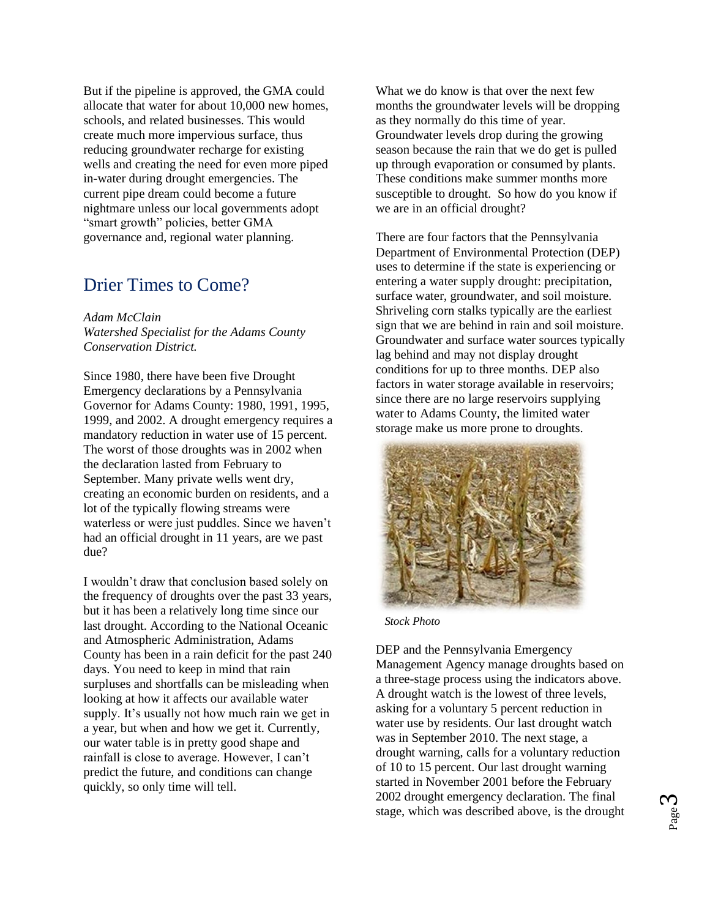But if the pipeline is approved, the GMA could allocate that water for about 10,000 new homes, schools, and related businesses. This would create much more impervious surface, thus reducing groundwater recharge for existing wells and creating the need for even more piped in-water during drought emergencies. The current pipe dream could become a future nightmare unless our local governments adopt "smart growth" policies, better GMA governance and, regional water planning.

## Drier Times to Come?

*Adam McClain*
*Watershed Specialist for the Adams County Conservation District.*

Since 1980, there have been five Drought Emergency declarations by a Pennsylvania Governor for Adams County: 1980, 1991, 1995, 1999, and 2002. A drought emergency requires a mandatory reduction in water use of 15 percent. The worst of those droughts was in 2002 when the declaration lasted from February to September. Many private wells went dry, creating an economic burden on residents, and a lot of the typically flowing streams were waterless or were just puddles. Since we haven't had an official drought in 11 years, are we past due?

I wouldn't draw that conclusion based solely on the frequency of droughts over the past 33 years, but it has been a relatively long time since our last drought. According to the National Oceanic and Atmospheric Administration, Adams County has been in a rain deficit for the past 240 days. You need to keep in mind that rain surpluses and shortfalls can be misleading when looking at how it affects our available water supply. It's usually not how much rain we get in a year, but when and how we get it. Currently, our water table is in pretty good shape and rainfall is close to average. However, I can't predict the future, and conditions can change quickly, so only time will tell.

What we do know is that over the next few months the groundwater levels will be dropping as they normally do this time of year. Groundwater levels drop during the growing season because the rain that we do get is pulled up through evaporation or consumed by plants. These conditions make summer months more susceptible to drought. So how do you know if we are in an official drought?

There are four factors that the Pennsylvania Department of Environmental Protection (DEP) uses to determine if the state is experiencing or entering a water supply drought: precipitation, surface water, groundwater, and soil moisture. Shriveling corn stalks typically are the earliest sign that we are behind in rain and soil moisture. Groundwater and surface water sources typically lag behind and may not display drought conditions for up to three months. DEP also factors in water storage available in reservoirs; since there are no large reservoirs supplying water to Adams County, the limited water storage make us more prone to droughts.

*Stock Photo*

DEP and the Pennsylvania Emergency Management Agency manage droughts based on a three-stage process using the indicators above. A drought watch is the lowest of three levels, asking for a voluntary 5 percent reduction in water use by residents. Our last drought watch was in September 2010. The next stage, a drought warning, calls for a voluntary reduction of 10 to 15 percent. Our last drought warning started in November 2001 before the February 2002 drought emergency declaration. The final stage, which was described above, is the drought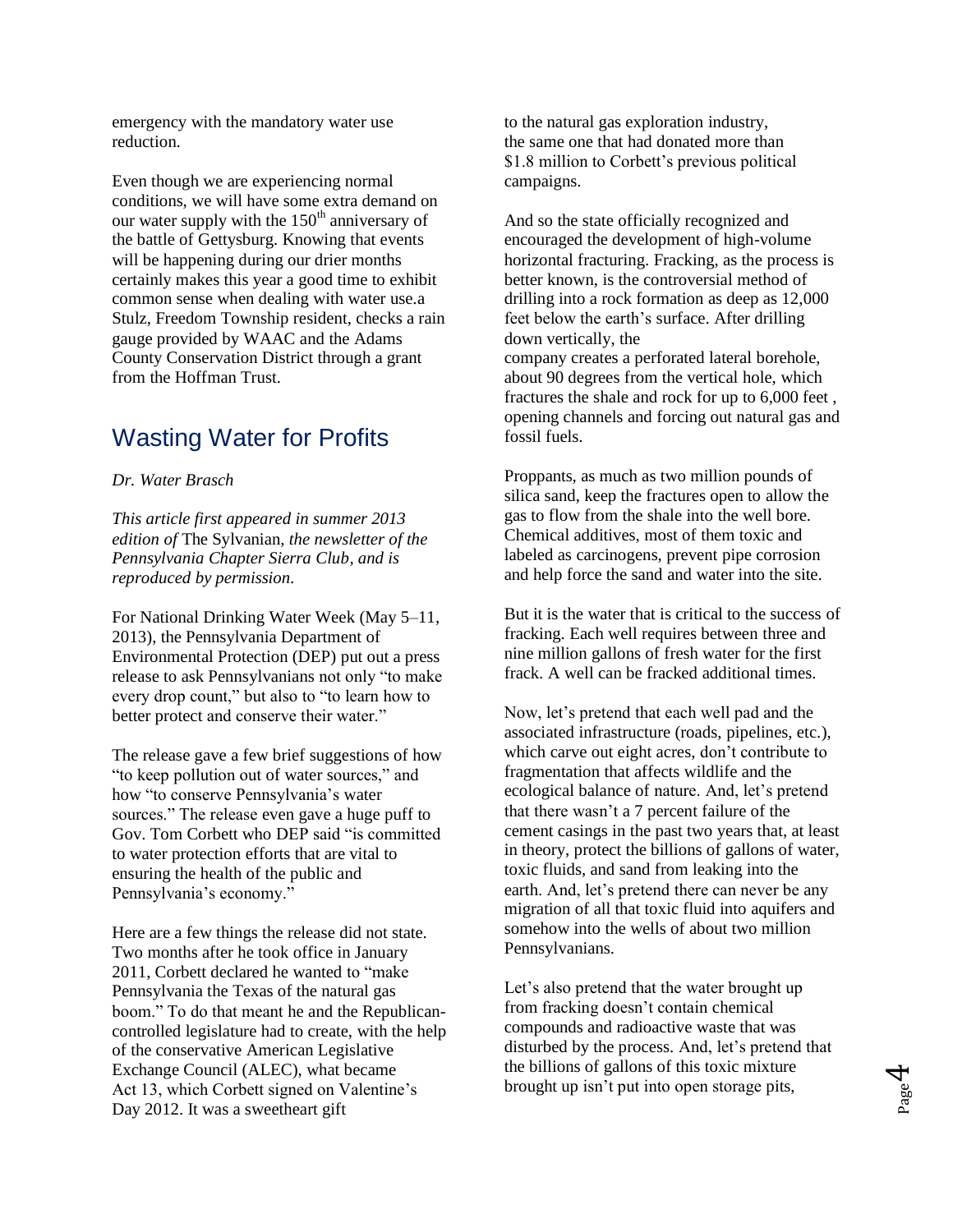emergency with the mandatory water use reduction.

Even though we are experiencing normal conditions, we will have some extra demand on our water supply with the 150th anniversary of the battle of Gettysburg. Knowing that events will be happening during our drier months certainly makes this year a good time to exhibit common sense when dealing with water use.a Stulz, Freedom Township resident, checks a rain gauge provided by WAAC and the Adams County Conservation District through a grant from the Hoffman Trust.

## Wasting Water for Profits

*Dr. Water Brasch*

*This article first appeared in summer 2013 edition of* The Sylvanian*, the newsletter of the Pennsylvania Chapter Sierra Club, and is reproduced by permission.*

For National Drinking Water Week (May 5–11, 2013), the Pennsylvania Department of Environmental Protection (DEP) put out a press release to ask Pennsylvanians not only "to make every drop count," but also to "to learn how to better protect and conserve their water."

The release gave a few brief suggestions of how "to keep pollution out of water sources," and how "to conserve Pennsylvania's water sources." The release even gave a huge puff to Gov. Tom Corbett who DEP said "is committed to water protection efforts that are vital to ensuring the health of the public and Pennsylvania's economy."

Here are a few things the release did not state. Two months after he took office in January 2011, Corbett declared he wanted to "make Pennsylvania the Texas of the natural gas boom." To do that meant he and the Republican-controlled legislature had to create, with the help of the conservative American Legislative Exchange Council (ALEC), what became Act 13, which Corbett signed on Valentine's Day 2012. It was a sweetheart gift to the natural gas exploration industry, the same one that had donated more than \$1.8 million to Corbett's previous political campaigns.

And so the state officially recognized and encouraged the development of high-volume horizontal fracturing. Fracking, as the process is better known, is the controversial method of drilling into a rock formation as deep as 12,000 feet below the earth's surface. After drilling down vertically, the company creates a perforated lateral borehole, about 90 degrees from the vertical hole, which fractures the shale and rock for up to 6,000 feet , opening channels and forcing out natural gas and fossil fuels.

Proppants, as much as two million pounds of silica sand, keep the fractures open to allow the gas to flow from the shale into the well bore. Chemical additives, most of them toxic and labeled as carcinogens, prevent pipe corrosion and help force the sand and water into the site.

But it is the water that is critical to the success of fracking. Each well requires between three and nine million gallons of fresh water for the first frack. A well can be fracked additional times.

Now, let's pretend that each well pad and the associated infrastructure (roads, pipelines, etc.), which carve out eight acres, don't contribute to fragmentation that affects wildlife and the ecological balance of nature. And, let's pretend that there wasn't a 7 percent failure of the cement casings in the past two years that, at least in theory, protect the billions of gallons of water, toxic fluids, and sand from leaking into the earth. And, let's pretend there can never be any migration of all that toxic fluid into aquifers and somehow into the wells of about two million Pennsylvanians.

Let's also pretend that the water brought up from fracking doesn't contain chemical compounds and radioactive waste that was disturbed by the process. And, let's pretend that the billions of gallons of this toxic mixture brought up isn't put into open storage pits,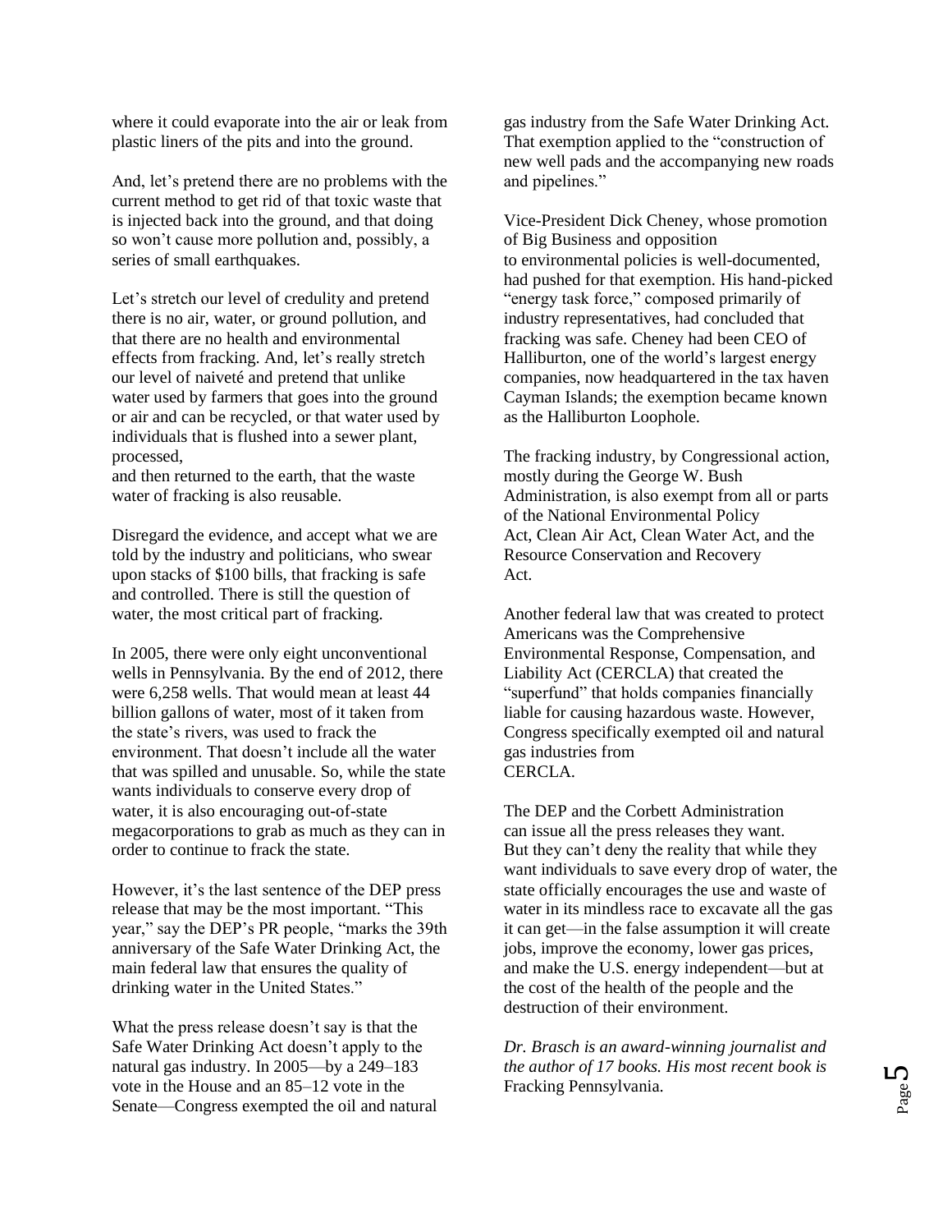where it could evaporate into the air or leak from plastic liners of the pits and into the ground.

And, let's pretend there are no problems with the current method to get rid of that toxic waste that is injected back into the ground, and that doing so won't cause more pollution and, possibly, a series of small earthquakes.

Let's stretch our level of credulity and pretend there is no air, water, or ground pollution, and that there are no health and environmental effects from fracking. And, let's really stretch our level of naiveté and pretend that unlike water used by farmers that goes into the ground or air and can be recycled, or that water used by individuals that is flushed into a sewer plant, processed, and then returned to the earth, that the waste water of fracking is also reusable.

Disregard the evidence, and accept what we are told by the industry and politicians, who swear upon stacks of $100 bills, that fracking is safe and controlled. There is still the question of water, the most critical part of fracking.

In 2005, there were only eight unconventional wells in Pennsylvania. By the end of 2012, there were 6,258 wells. That would mean at least 44 billion gallons of water, most of it taken from the state's rivers, was used to frack the environment. That doesn't include all the water that was spilled and unusable. So, while the state wants individuals to conserve every drop of water, it is also encouraging out-of-state megacorporations to grab as much as they can in order to continue to frack the state.

However, it's the last sentence of the DEP press release that may be the most important. "This year," say the DEP's PR people, "marks the 39th anniversary of the Safe Water Drinking Act, the main federal law that ensures the quality of drinking water in the United States."

What the press release doesn't say is that the Safe Water Drinking Act doesn't apply to the natural gas industry. In 2005—by a 249–183 vote in the House and an 85–12 vote in the Senate—Congress exempted the oil and natural gas industry from the Safe Water Drinking Act. That exemption applied to the "construction of new well pads and the accompanying new roads and pipelines."

Vice-President Dick Cheney, whose promotion of Big Business and opposition to environmental policies is well-documented, had pushed for that exemption. His hand-picked "energy task force," composed primarily of industry representatives, had concluded that fracking was safe. Cheney had been CEO of Halliburton, one of the world's largest energy companies, now headquartered in the tax haven Cayman Islands; the exemption became known as the Halliburton Loophole.

The fracking industry, by Congressional action, mostly during the George W. Bush Administration, is also exempt from all or parts of the National Environmental Policy Act, Clean Air Act, Clean Water Act, and the Resource Conservation and Recovery Act.

Another federal law that was created to protect Americans was the Comprehensive Environmental Response, Compensation, and Liability Act (CERCLA) that created the "superfund" that holds companies financially liable for causing hazardous waste. However, Congress specifically exempted oil and natural gas industries from CERCLA.

The DEP and the Corbett Administration can issue all the press releases they want. But they can't deny the reality that while they want individuals to save every drop of water, the state officially encourages the use and waste of water in its mindless race to excavate all the gas it can get—in the false assumption it will create jobs, improve the economy, lower gas prices, and make the U.S. energy independent—but at the cost of the health of the people and the destruction of their environment.

*Dr. Brasch is an award-winning journalist and the author of 17 books. His most recent book is* Fracking Pennsylvania.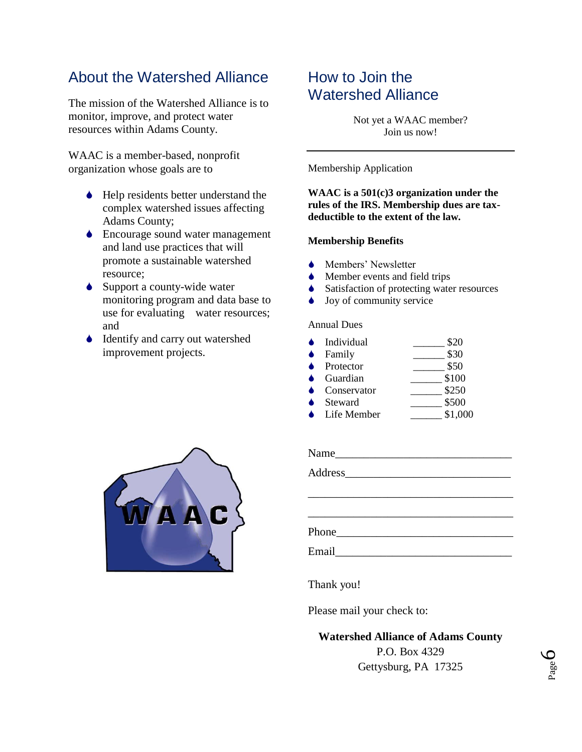## About the Watershed Alliance

The mission of the Watershed Alliance is to monitor, improve, and protect water resources within Adams County.

WAAC is a member-based, nonprofit organization whose goals are to

- Help residents better understand the complex watershed issues affecting Adams County;
- Encourage sound water management and land use practices that will promote a sustainable watershed resource;
- Support a county-wide water monitoring program and data base to use for evaluating water resources; and
- Identify and carry out watershed improvement projects.

## How to Join the Watershed Alliance

Not yet a WAAC member?
Join us now!

---

Membership Application

**WAAC is a 501(c)3 organization under the rules of the IRS. Membership dues are tax-deductible to the extent of the law.**

**Membership Benefits**

- Members' Newsletter
- Member events and field trips
- Satisfaction of protecting water resources
- Joy of community service

Annual Dues

- Individual ______ $20
- Family ______ $30
- Protector ______ $50
- Guardian ______ $100
- Conservator ______ $250
- Steward ______ $500
- Life Member ______ $1,000

Name_______________________________

Address_____________________________

____________________________________

____________________________________

Phone_______________________________

Email_______________________________

Thank you!

Please mail your check to:

**Watershed Alliance of Adams County**
P.O. Box 4329
Gettysburg, PA 17325